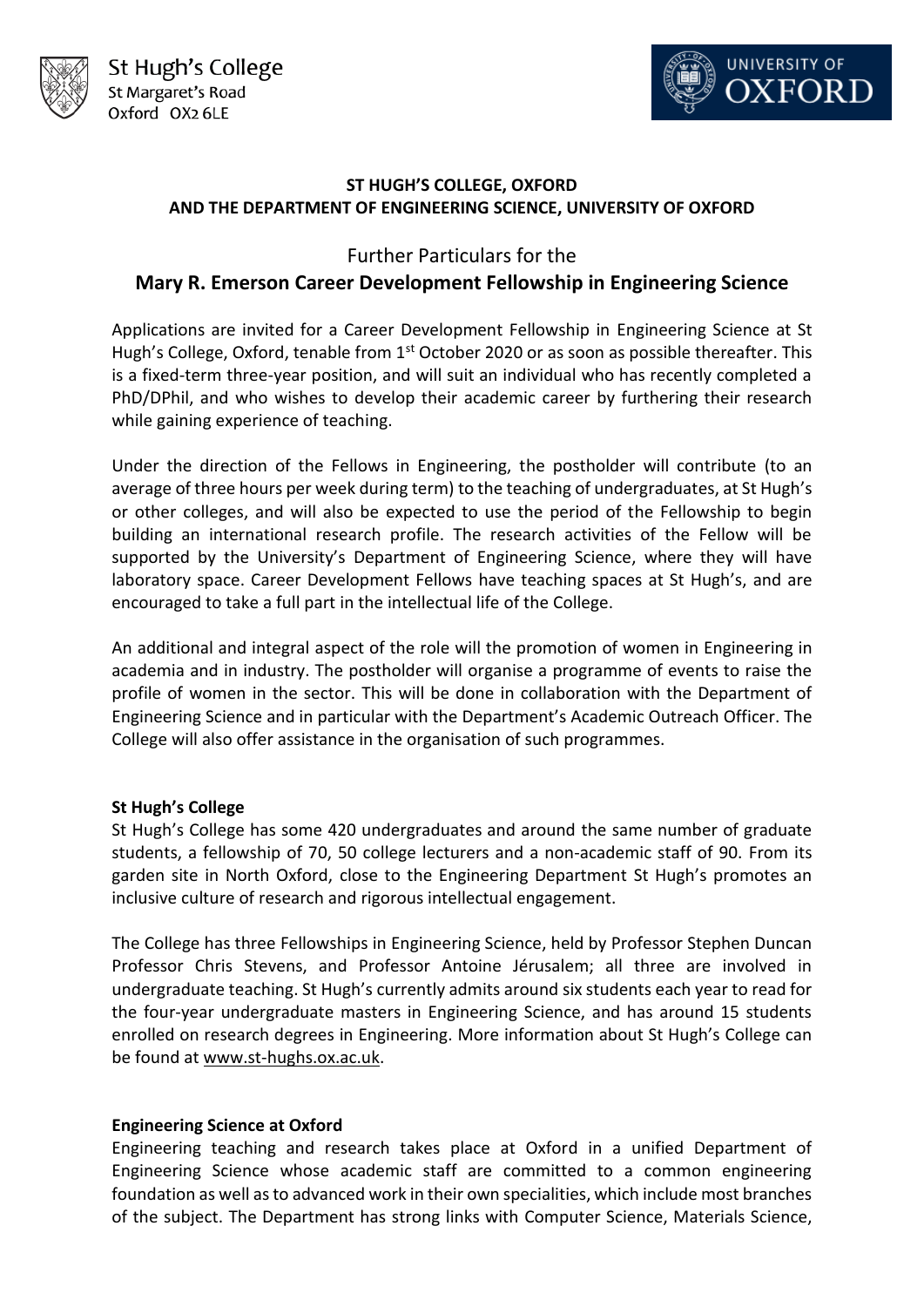St Hugh's College
St Margaret's Road
Oxford OX2 6LE

UNIVERSITY OF OXFORD

**ST HUGH'S COLLEGE, OXFORD**
**AND THE DEPARTMENT OF ENGINEERING SCIENCE, UNIVERSITY OF OXFORD**

# Further Particulars for the
# Mary R. Emerson Career Development Fellowship in Engineering Science

Applications are invited for a Career Development Fellowship in Engineering Science at St Hugh's College, Oxford, tenable from 1st October 2020 or as soon as possible thereafter. This is a fixed-term three-year position, and will suit an individual who has recently completed a PhD/DPhil, and who wishes to develop their academic career by furthering their research while gaining experience of teaching.

Under the direction of the Fellows in Engineering, the postholder will contribute (to an average of three hours per week during term) to the teaching of undergraduates, at St Hugh's or other colleges, and will also be expected to use the period of the Fellowship to begin building an international research profile. The research activities of the Fellow will be supported by the University's Department of Engineering Science, where they will have laboratory space. Career Development Fellows have teaching spaces at St Hugh's, and are encouraged to take a full part in the intellectual life of the College.

An additional and integral aspect of the role will the promotion of women in Engineering in academia and in industry. The postholder will organise a programme of events to raise the profile of women in the sector. This will be done in collaboration with the Department of Engineering Science and in particular with the Department's Academic Outreach Officer. The College will also offer assistance in the organisation of such programmes.

## St Hugh's College

St Hugh's College has some 420 undergraduates and around the same number of graduate students, a fellowship of 70, 50 college lecturers and a non-academic staff of 90. From its garden site in North Oxford, close to the Engineering Department St Hugh's promotes an inclusive culture of research and rigorous intellectual engagement.

The College has three Fellowships in Engineering Science, held by Professor Stephen Duncan Professor Chris Stevens, and Professor Antoine Jérusalem; all three are involved in undergraduate teaching. St Hugh's currently admits around six students each year to read for the four-year undergraduate masters in Engineering Science, and has around 15 students enrolled on research degrees in Engineering. More information about St Hugh's College can be found at www.st-hughs.ox.ac.uk.

## Engineering Science at Oxford

Engineering teaching and research takes place at Oxford in a unified Department of Engineering Science whose academic staff are committed to a common engineering foundation as well as to advanced work in their own specialities, which include most branches of the subject. The Department has strong links with Computer Science, Materials Science,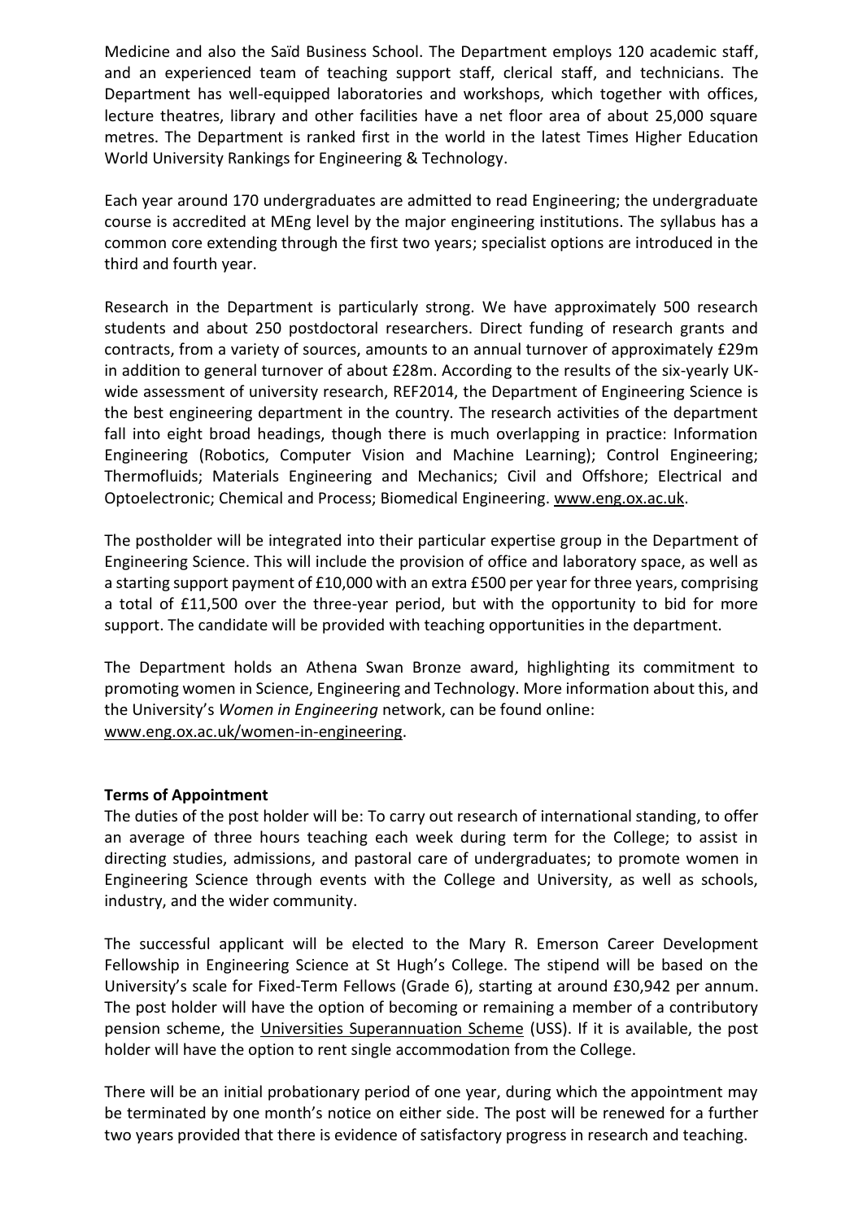Medicine and also the Saïd Business School. The Department employs 120 academic staff, and an experienced team of teaching support staff, clerical staff, and technicians. The Department has well-equipped laboratories and workshops, which together with offices, lecture theatres, library and other facilities have a net floor area of about 25,000 square metres. The Department is ranked first in the world in the latest Times Higher Education World University Rankings for Engineering & Technology.

Each year around 170 undergraduates are admitted to read Engineering; the undergraduate course is accredited at MEng level by the major engineering institutions. The syllabus has a common core extending through the first two years; specialist options are introduced in the third and fourth year.

Research in the Department is particularly strong. We have approximately 500 research students and about 250 postdoctoral researchers. Direct funding of research grants and contracts, from a variety of sources, amounts to an annual turnover of approximately £29m in addition to general turnover of about £28m. According to the results of the six-yearly UK-wide assessment of university research, REF2014, the Department of Engineering Science is the best engineering department in the country. The research activities of the department fall into eight broad headings, though there is much overlapping in practice: Information Engineering (Robotics, Computer Vision and Machine Learning); Control Engineering; Thermofluids; Materials Engineering and Mechanics; Civil and Offshore; Electrical and Optoelectronic; Chemical and Process; Biomedical Engineering. www.eng.ox.ac.uk.

The postholder will be integrated into their particular expertise group in the Department of Engineering Science. This will include the provision of office and laboratory space, as well as a starting support payment of £10,000 with an extra £500 per year for three years, comprising a total of £11,500 over the three-year period, but with the opportunity to bid for more support. The candidate will be provided with teaching opportunities in the department.

The Department holds an Athena Swan Bronze award, highlighting its commitment to promoting women in Science, Engineering and Technology. More information about this, and the University's *Women in Engineering* network, can be found online: www.eng.ox.ac.uk/women-in-engineering.

**Terms of Appointment**

The duties of the post holder will be: To carry out research of international standing, to offer an average of three hours teaching each week during term for the College; to assist in directing studies, admissions, and pastoral care of undergraduates; to promote women in Engineering Science through events with the College and University, as well as schools, industry, and the wider community.

The successful applicant will be elected to the Mary R. Emerson Career Development Fellowship in Engineering Science at St Hugh's College. The stipend will be based on the University's scale for Fixed-Term Fellows (Grade 6), starting at around £30,942 per annum. The post holder will have the option of becoming or remaining a member of a contributory pension scheme, the Universities Superannuation Scheme (USS). If it is available, the post holder will have the option to rent single accommodation from the College.

There will be an initial probationary period of one year, during which the appointment may be terminated by one month's notice on either side. The post will be renewed for a further two years provided that there is evidence of satisfactory progress in research and teaching.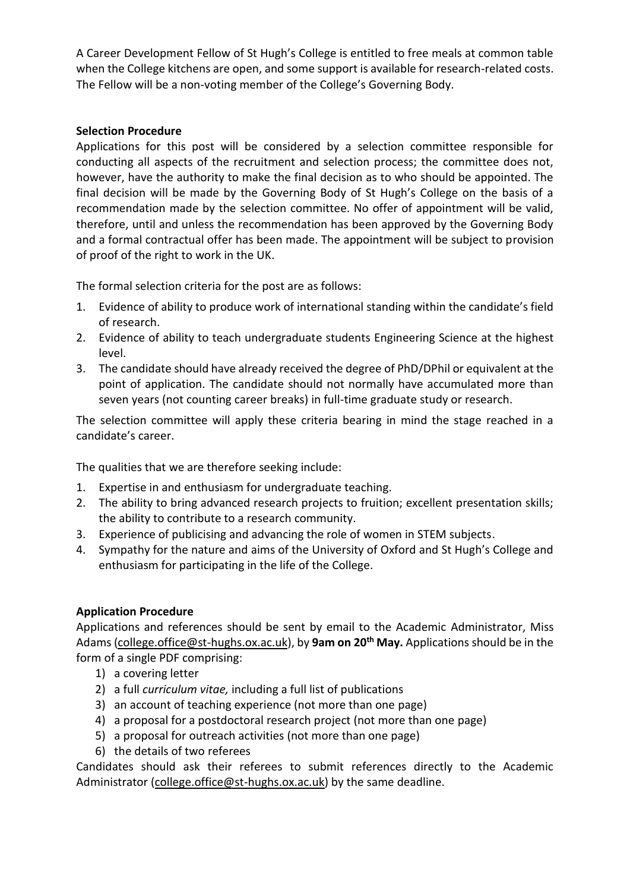A Career Development Fellow of St Hugh's College is entitled to free meals at common table when the College kitchens are open, and some support is available for research-related costs. The Fellow will be a non-voting member of the College's Governing Body.

**Selection Procedure**

Applications for this post will be considered by a selection committee responsible for conducting all aspects of the recruitment and selection process; the committee does not, however, have the authority to make the final decision as to who should be appointed. The final decision will be made by the Governing Body of St Hugh's College on the basis of a recommendation made by the selection committee. No offer of appointment will be valid, therefore, until and unless the recommendation has been approved by the Governing Body and a formal contractual offer has been made. The appointment will be subject to provision of proof of the right to work in the UK.

The formal selection criteria for the post are as follows:

1. Evidence of ability to produce work of international standing within the candidate's field of research.
2. Evidence of ability to teach undergraduate students Engineering Science at the highest level.
3. The candidate should have already received the degree of PhD/DPhil or equivalent at the point of application. The candidate should not normally have accumulated more than seven years (not counting career breaks) in full-time graduate study or research.

The selection committee will apply these criteria bearing in mind the stage reached in a candidate's career.

The qualities that we are therefore seeking include:

1. Expertise in and enthusiasm for undergraduate teaching.
2. The ability to bring advanced research projects to fruition; excellent presentation skills; the ability to contribute to a research community.
3. Experience of publicising and advancing the role of women in STEM subjects.
4. Sympathy for the nature and aims of the University of Oxford and St Hugh's College and enthusiasm for participating in the life of the College.

**Application Procedure**

Applications and references should be sent by email to the Academic Administrator, Miss Adams (college.office@st-hughs.ox.ac.uk), by **9am on 20th May.** Applications should be in the form of a single PDF comprising:

1) a covering letter
2) a full *curriculum vitae,* including a full list of publications
3) an account of teaching experience (not more than one page)
4) a proposal for a postdoctoral research project (not more than one page)
5) a proposal for outreach activities (not more than one page)
6) the details of two referees

Candidates should ask their referees to submit references directly to the Academic Administrator (college.office@st-hughs.ox.ac.uk) by the same deadline.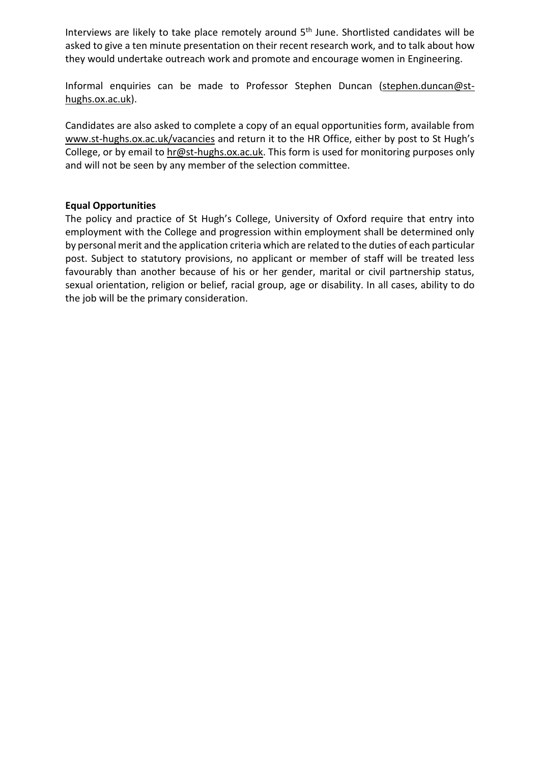Interviews are likely to take place remotely around 5th June. Shortlisted candidates will be asked to give a ten minute presentation on their recent research work, and to talk about how they would undertake outreach work and promote and encourage women in Engineering.

Informal enquiries can be made to Professor Stephen Duncan (stephen.duncan@st-hughs.ox.ac.uk).

Candidates are also asked to complete a copy of an equal opportunities form, available from www.st-hughs.ox.ac.uk/vacancies and return it to the HR Office, either by post to St Hugh's College, or by email to hr@st-hughs.ox.ac.uk. This form is used for monitoring purposes only and will not be seen by any member of the selection committee.

**Equal Opportunities**

The policy and practice of St Hugh's College, University of Oxford require that entry into employment with the College and progression within employment shall be determined only by personal merit and the application criteria which are related to the duties of each particular post. Subject to statutory provisions, no applicant or member of staff will be treated less favourably than another because of his or her gender, marital or civil partnership status, sexual orientation, religion or belief, racial group, age or disability. In all cases, ability to do the job will be the primary consideration.